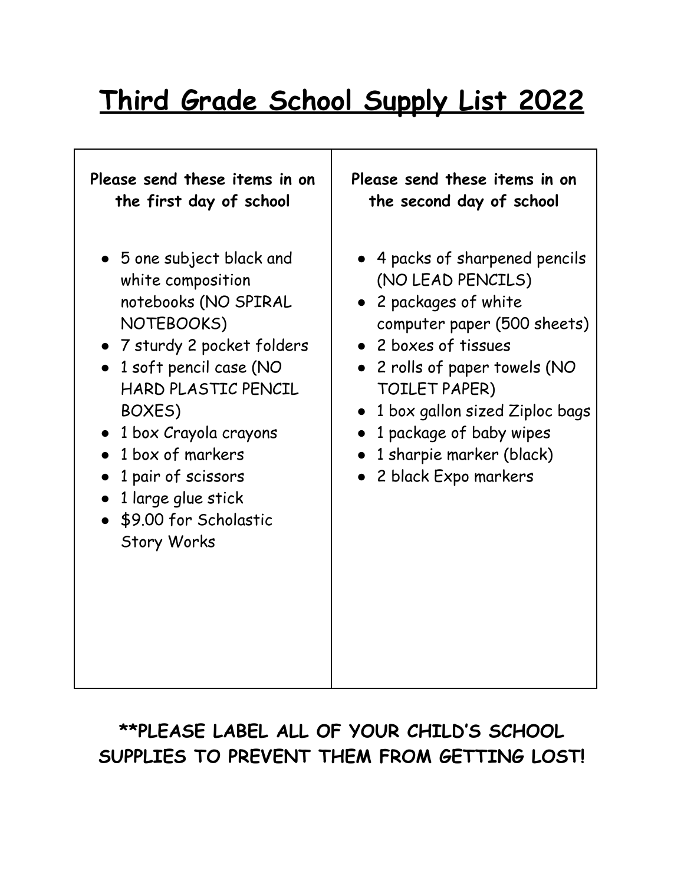# Third Grade School Supply List 2022

**Please send these items in on the first day of school**

- 5 one subject black and white composition notebooks (NO SPIRAL NOTEBOOKS)
- 7 sturdy 2 pocket folders
- 1 soft pencil case (NO HARD PLASTIC PENCIL BOXES)
- 1 box Crayola crayons
- 1 box of markers
- 1 pair of scissors
- 1 large glue stick
- $9.00 for Scholastic Story Works

**Please send these items in on the second day of school**

- 4 packs of sharpened pencils (NO LEAD PENCILS)
- 2 packages of white computer paper (500 sheets)
- 2 boxes of tissues
- 2 rolls of paper towels (NO TOILET PAPER)
- 1 box gallon sized Ziploc bags
- 1 package of baby wipes
- 1 sharpie marker (black)
- 2 black Expo markers

**\*\*PLEASE LABEL ALL OF YOUR CHILD'S SCHOOL SUPPLIES TO PREVENT THEM FROM GETTING LOST!**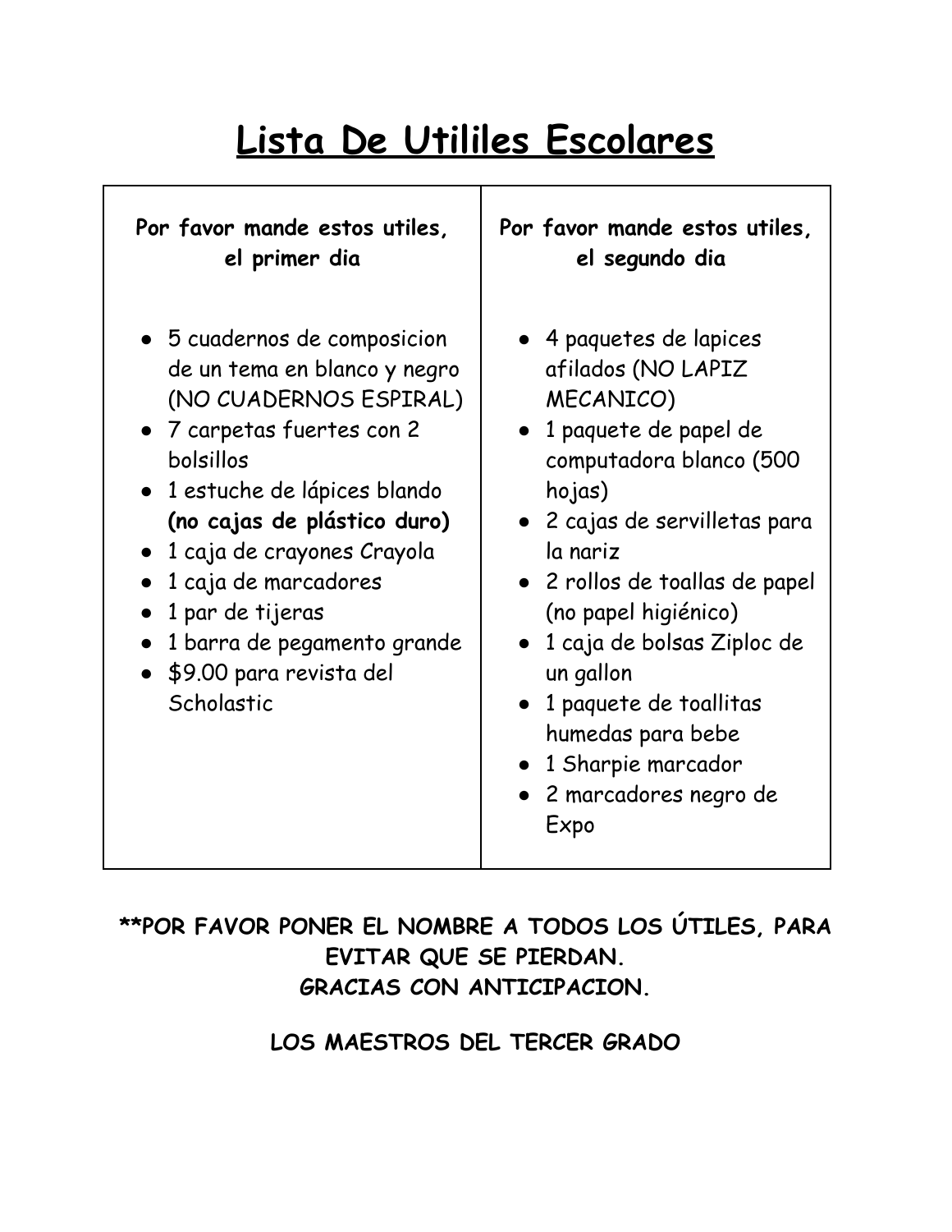# Lista De Utililes Escolares

| Por favor mande estos utiles, el primer dia | Por favor mande estos utiles, el segundo dia |
|---|---|
| • 5 cuadernos de composicion de un tema en blanco y negro (NO CUADERNOS ESPIRAL)<br>• 7 carpetas fuertes con 2 bolsillos<br>• 1 estuche de lápices blando **(no cajas de plástico duro)**<br>• 1 caja de crayones Crayola<br>• 1 caja de marcadores<br>• 1 par de tijeras<br>• 1 barra de pegamento grande<br>• $9.00 para revista del Scholastic | • 4 paquetes de lapices afilados (NO LAPIZ MECANICO)<br>• 1 paquete de papel de computadora blanco (500 hojas)<br>• 2 cajas de servilletas para la nariz<br>• 2 rollos de toallas de papel (no papel higiénico)<br>• 1 caja de bolsas Ziploc de un gallon<br>• 1 paquete de toallitas humedas para bebe<br>• 1 Sharpie marcador<br>• 2 marcadores negro de Expo |

**\*\*POR FAVOR PONER EL NOMBRE A TODOS LOS ÚTILES, PARA EVITAR QUE SE PIERDAN.**
**GRACIAS CON ANTICIPACION.**

**LOS MAESTROS DEL TERCER GRADO**